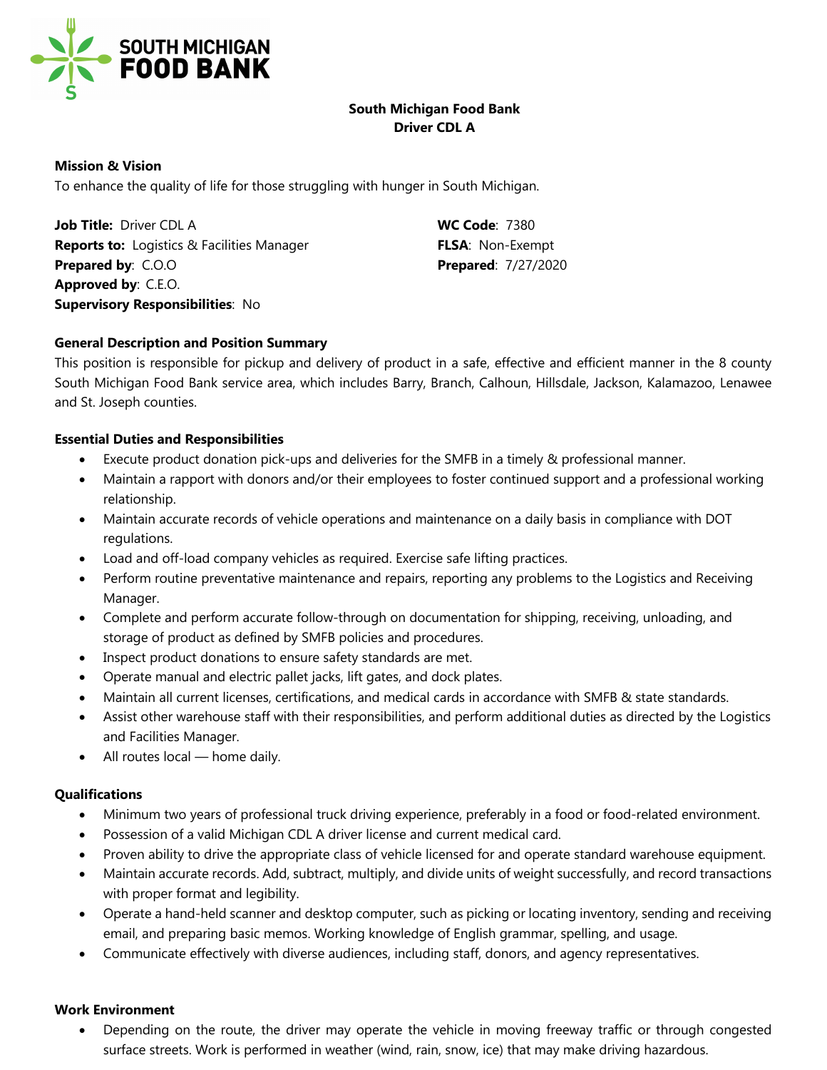SOUTH MICHIGAN FOOD BANK

# South Michigan Food Bank
## Driver CDL A

**Mission & Vision**
To enhance the quality of life for those struggling with hunger in South Michigan.

**Job Title:** Driver CDL A
**Reports to:** Logistics & Facilities Manager
**Prepared by**: C.O.O
**Approved by**: C.E.O.
**Supervisory Responsibilities**: No

**WC Code**: 7380
**FLSA**: Non-Exempt
**Prepared**: 7/27/2020

**General Description and Position Summary**
This position is responsible for pickup and delivery of product in a safe, effective and efficient manner in the 8 county South Michigan Food Bank service area, which includes Barry, Branch, Calhoun, Hillsdale, Jackson, Kalamazoo, Lenawee and St. Joseph counties.

**Essential Duties and Responsibilities**

- Execute product donation pick-ups and deliveries for the SMFB in a timely & professional manner.
- Maintain a rapport with donors and/or their employees to foster continued support and a professional working relationship.
- Maintain accurate records of vehicle operations and maintenance on a daily basis in compliance with DOT regulations.
- Load and off-load company vehicles as required. Exercise safe lifting practices.
- Perform routine preventative maintenance and repairs, reporting any problems to the Logistics and Receiving Manager.
- Complete and perform accurate follow-through on documentation for shipping, receiving, unloading, and storage of product as defined by SMFB policies and procedures.
- Inspect product donations to ensure safety standards are met.
- Operate manual and electric pallet jacks, lift gates, and dock plates.
- Maintain all current licenses, certifications, and medical cards in accordance with SMFB & state standards.
- Assist other warehouse staff with their responsibilities, and perform additional duties as directed by the Logistics and Facilities Manager.
- All routes local — home daily.

**Qualifications**

- Minimum two years of professional truck driving experience, preferably in a food or food-related environment.
- Possession of a valid Michigan CDL A driver license and current medical card.
- Proven ability to drive the appropriate class of vehicle licensed for and operate standard warehouse equipment.
- Maintain accurate records. Add, subtract, multiply, and divide units of weight successfully, and record transactions with proper format and legibility.
- Operate a hand-held scanner and desktop computer, such as picking or locating inventory, sending and receiving email, and preparing basic memos. Working knowledge of English grammar, spelling, and usage.
- Communicate effectively with diverse audiences, including staff, donors, and agency representatives.

**Work Environment**

- Depending on the route, the driver may operate the vehicle in moving freeway traffic or through congested surface streets. Work is performed in weather (wind, rain, snow, ice) that may make driving hazardous.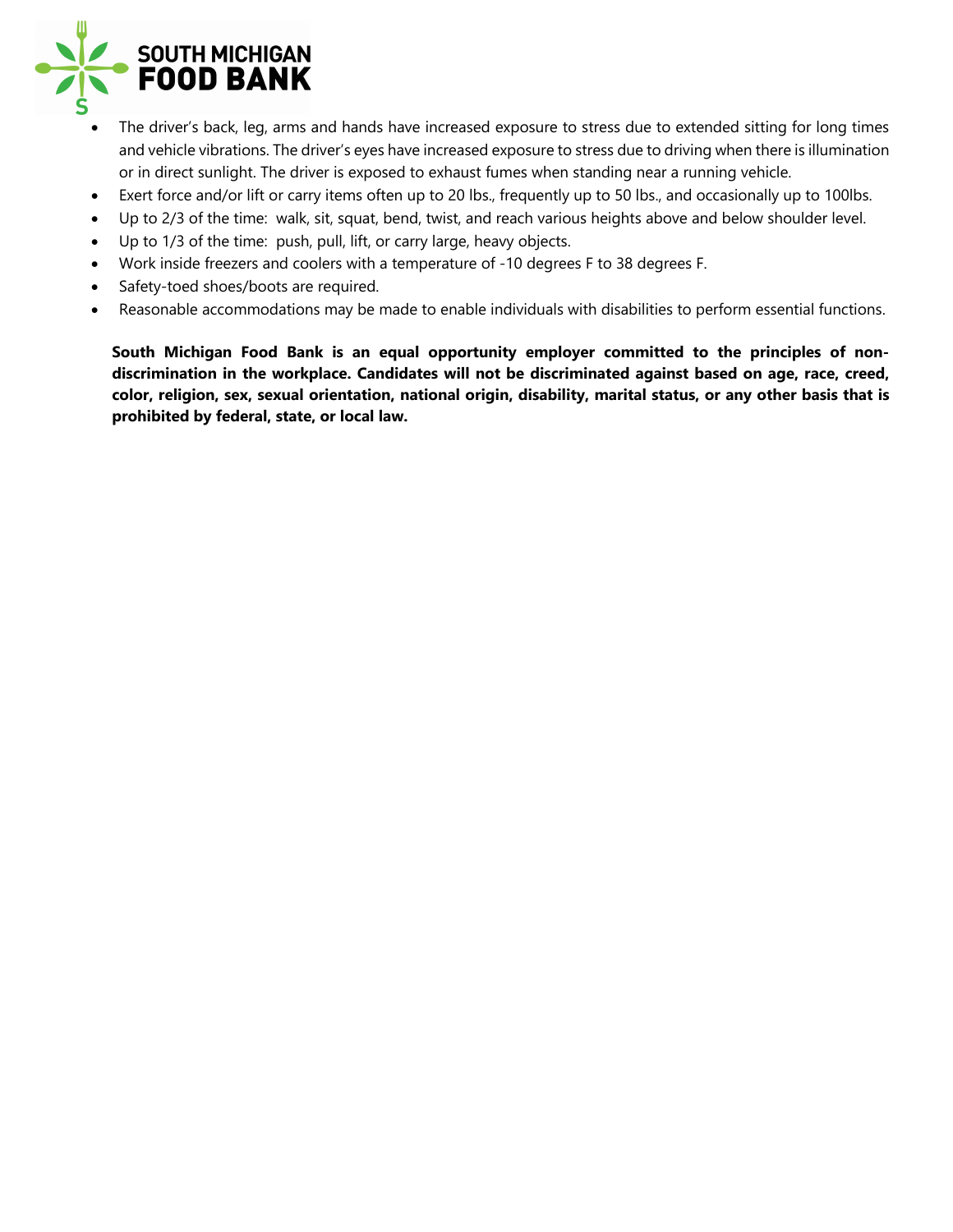- The driver's back, leg, arms and hands have increased exposure to stress due to extended sitting for long times and vehicle vibrations. The driver's eyes have increased exposure to stress due to driving when there is illumination or in direct sunlight. The driver is exposed to exhaust fumes when standing near a running vehicle.
- Exert force and/or lift or carry items often up to 20 lbs., frequently up to 50 lbs., and occasionally up to 100lbs.
- Up to 2/3 of the time: walk, sit, squat, bend, twist, and reach various heights above and below shoulder level.
- Up to 1/3 of the time: push, pull, lift, or carry large, heavy objects.
- Work inside freezers and coolers with a temperature of -10 degrees F to 38 degrees F.
- Safety-toed shoes/boots are required.
- Reasonable accommodations may be made to enable individuals with disabilities to perform essential functions.

**South Michigan Food Bank is an equal opportunity employer committed to the principles of non-discrimination in the workplace. Candidates will not be discriminated against based on age, race, creed, color, religion, sex, sexual orientation, national origin, disability, marital status, or any other basis that is prohibited by federal, state, or local law.**